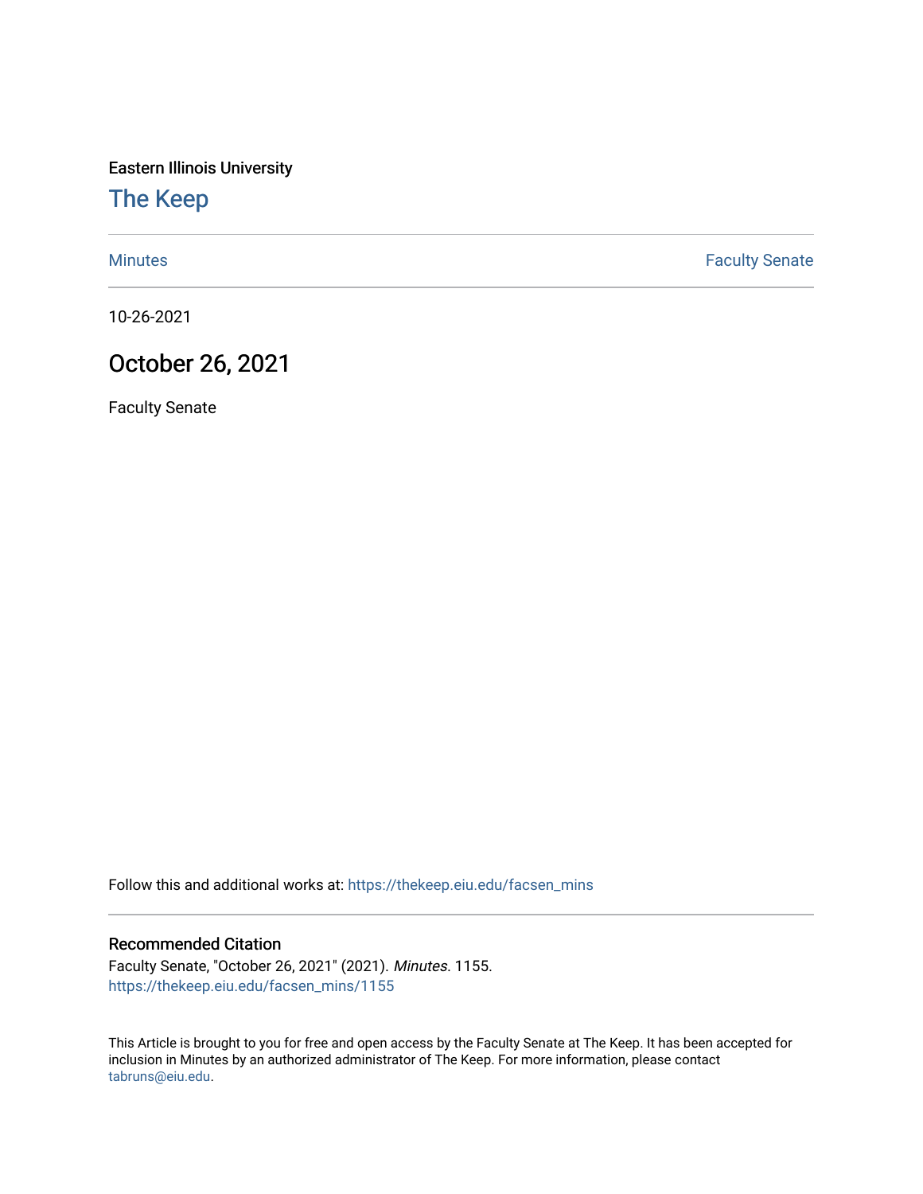Eastern Illinois University

# The Keep

Minutes | Faculty Senate

10-26-2021

## October 26, 2021

Faculty Senate

Follow this and additional works at: https://thekeep.eiu.edu/facsen_mins

### Recommended Citation

Faculty Senate, "October 26, 2021" (2021). *Minutes*. 1155.
https://thekeep.eiu.edu/facsen_mins/1155

This Article is brought to you for free and open access by the Faculty Senate at The Keep. It has been accepted for inclusion in Minutes by an authorized administrator of The Keep. For more information, please contact tabruns@eiu.edu.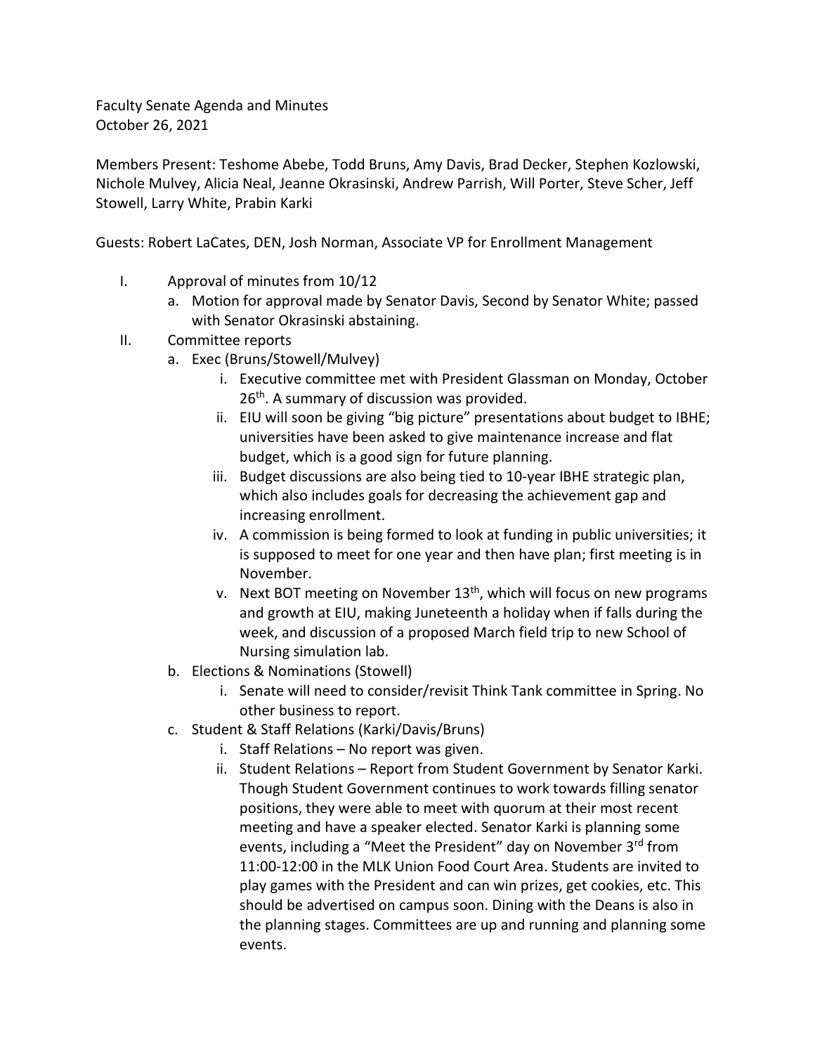Faculty Senate Agenda and Minutes
October 26, 2021

Members Present: Teshome Abebe, Todd Bruns, Amy Davis, Brad Decker, Stephen Kozlowski, Nichole Mulvey, Alicia Neal, Jeanne Okrasinski, Andrew Parrish, Will Porter, Steve Scher, Jeff Stowell, Larry White, Prabin Karki

Guests: Robert LaCates, DEN, Josh Norman, Associate VP for Enrollment Management

I. Approval of minutes from 10/12
   a. Motion for approval made by Senator Davis, Second by Senator White; passed with Senator Okrasinski abstaining.
II. Committee reports
   a. Exec (Bruns/Stowell/Mulvey)
      i. Executive committee met with President Glassman on Monday, October 26th. A summary of discussion was provided.
      ii. EIU will soon be giving "big picture" presentations about budget to IBHE; universities have been asked to give maintenance increase and flat budget, which is a good sign for future planning.
      iii. Budget discussions are also being tied to 10-year IBHE strategic plan, which also includes goals for decreasing the achievement gap and increasing enrollment.
      iv. A commission is being formed to look at funding in public universities; it is supposed to meet for one year and then have plan; first meeting is in November.
      v. Next BOT meeting on November 13th, which will focus on new programs and growth at EIU, making Juneteenth a holiday when if falls during the week, and discussion of a proposed March field trip to new School of Nursing simulation lab.
   b. Elections & Nominations (Stowell)
      i. Senate will need to consider/revisit Think Tank committee in Spring. No other business to report.
   c. Student & Staff Relations (Karki/Davis/Bruns)
      i. Staff Relations – No report was given.
      ii. Student Relations – Report from Student Government by Senator Karki. Though Student Government continues to work towards filling senator positions, they were able to meet with quorum at their most recent meeting and have a speaker elected. Senator Karki is planning some events, including a "Meet the President" day on November 3rd from 11:00-12:00 in the MLK Union Food Court Area. Students are invited to play games with the President and can win prizes, get cookies, etc. This should be advertised on campus soon. Dining with the Deans is also in the planning stages. Committees are up and running and planning some events.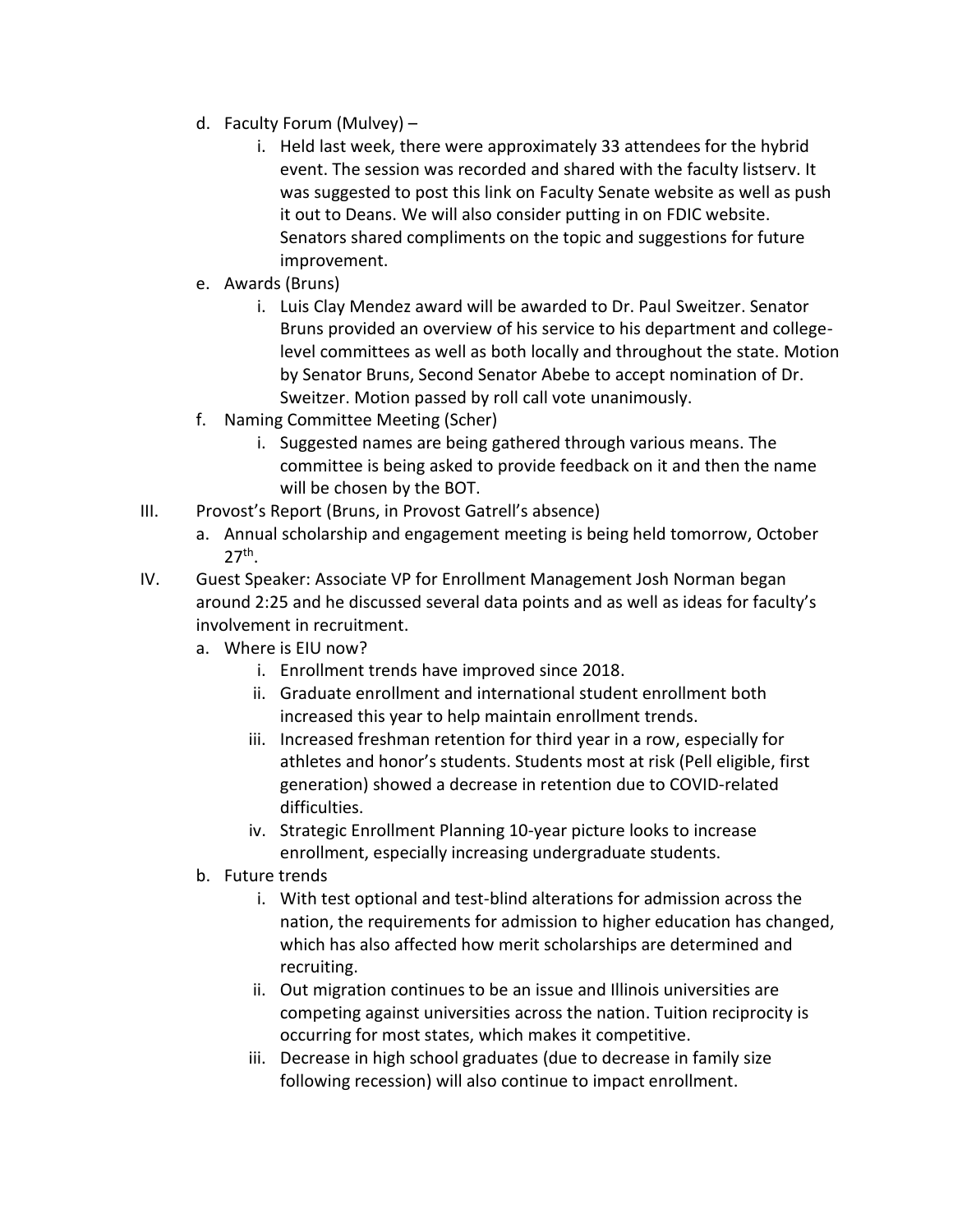- d. Faculty Forum (Mulvey) –
  - i. Held last week, there were approximately 33 attendees for the hybrid event. The session was recorded and shared with the faculty listserv. It was suggested to post this link on Faculty Senate website as well as push it out to Deans. We will also consider putting in on FDIC website. Senators shared compliments on the topic and suggestions for future improvement.
- e. Awards (Bruns)
  - i. Luis Clay Mendez award will be awarded to Dr. Paul Sweitzer. Senator Bruns provided an overview of his service to his department and college-level committees as well as both locally and throughout the state. Motion by Senator Bruns, Second Senator Abebe to accept nomination of Dr. Sweitzer. Motion passed by roll call vote unanimously.
- f. Naming Committee Meeting (Scher)
  - i. Suggested names are being gathered through various means. The committee is being asked to provide feedback on it and then the name will be chosen by the BOT.

III. Provost's Report (Bruns, in Provost Gatrell's absence)

- a. Annual scholarship and engagement meeting is being held tomorrow, October 27th.

IV. Guest Speaker: Associate VP for Enrollment Management Josh Norman began around 2:25 and he discussed several data points and as well as ideas for faculty's involvement in recruitment.

- a. Where is EIU now?
  - i. Enrollment trends have improved since 2018.
  - ii. Graduate enrollment and international student enrollment both increased this year to help maintain enrollment trends.
  - iii. Increased freshman retention for third year in a row, especially for athletes and honor's students. Students most at risk (Pell eligible, first generation) showed a decrease in retention due to COVID-related difficulties.
  - iv. Strategic Enrollment Planning 10-year picture looks to increase enrollment, especially increasing undergraduate students.
- b. Future trends
  - i. With test optional and test-blind alterations for admission across the nation, the requirements for admission to higher education has changed, which has also affected how merit scholarships are determined and recruiting.
  - ii. Out migration continues to be an issue and Illinois universities are competing against universities across the nation. Tuition reciprocity is occurring for most states, which makes it competitive.
  - iii. Decrease in high school graduates (due to decrease in family size following recession) will also continue to impact enrollment.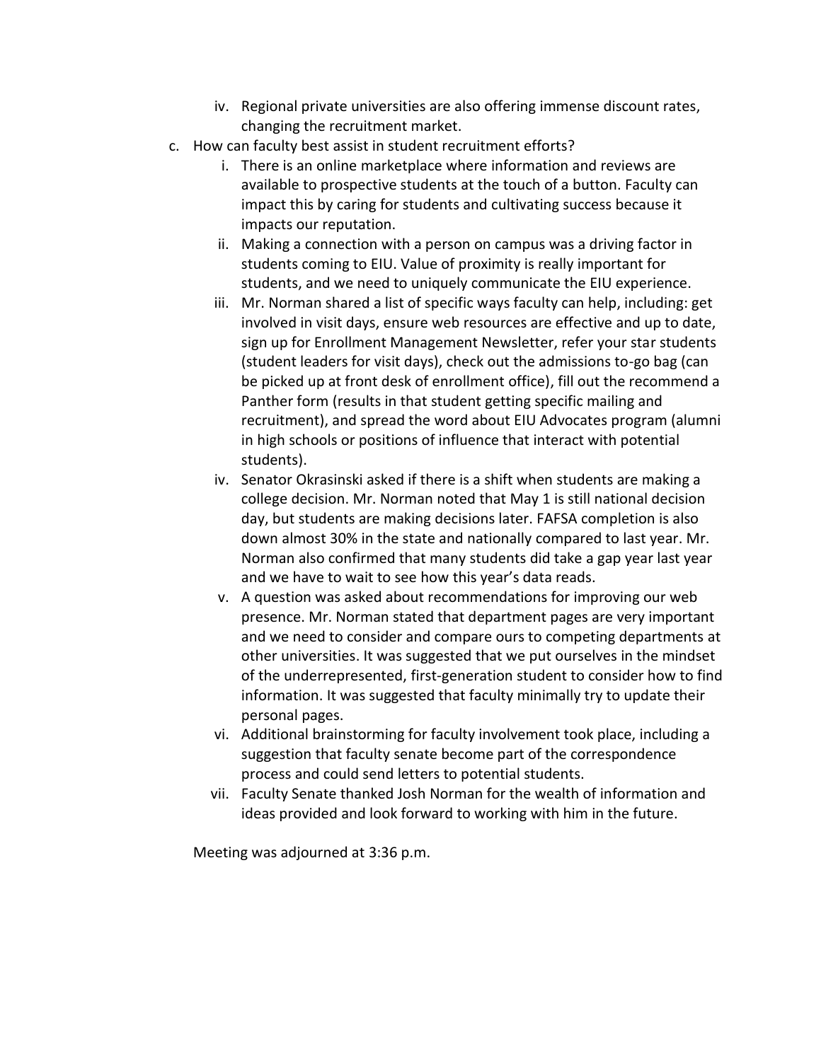- iv. Regional private universities are also offering immense discount rates, changing the recruitment market.

c. How can faculty best assist in student recruitment efforts?
   - i. There is an online marketplace where information and reviews are available to prospective students at the touch of a button. Faculty can impact this by caring for students and cultivating success because it impacts our reputation.
   - ii. Making a connection with a person on campus was a driving factor in students coming to EIU. Value of proximity is really important for students, and we need to uniquely communicate the EIU experience.
   - iii. Mr. Norman shared a list of specific ways faculty can help, including: get involved in visit days, ensure web resources are effective and up to date, sign up for Enrollment Management Newsletter, refer your star students (student leaders for visit days), check out the admissions to-go bag (can be picked up at front desk of enrollment office), fill out the recommend a Panther form (results in that student getting specific mailing and recruitment), and spread the word about EIU Advocates program (alumni in high schools or positions of influence that interact with potential students).
   - iv. Senator Okrasinski asked if there is a shift when students are making a college decision. Mr. Norman noted that May 1 is still national decision day, but students are making decisions later. FAFSA completion is also down almost 30% in the state and nationally compared to last year. Mr. Norman also confirmed that many students did take a gap year last year and we have to wait to see how this year's data reads.
   - v. A question was asked about recommendations for improving our web presence. Mr. Norman stated that department pages are very important and we need to consider and compare ours to competing departments at other universities. It was suggested that we put ourselves in the mindset of the underrepresented, first-generation student to consider how to find information. It was suggested that faculty minimally try to update their personal pages.
   - vi. Additional brainstorming for faculty involvement took place, including a suggestion that faculty senate become part of the correspondence process and could send letters to potential students.
   - vii. Faculty Senate thanked Josh Norman for the wealth of information and ideas provided and look forward to working with him in the future.

Meeting was adjourned at 3:36 p.m.